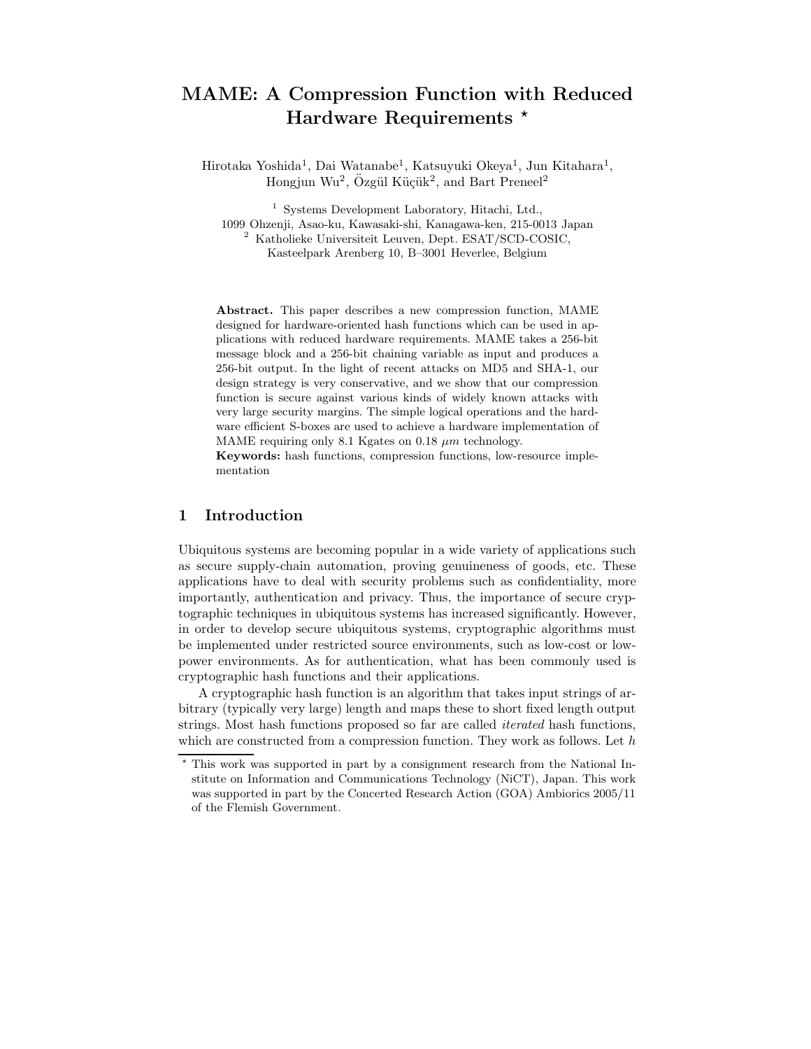# MAME: A Compression Function with Reduced Hardware Requirements *

Hirotaka Yoshida[1], Dai Watanabe[1], Katsuyuki Okeya[1], Jun Kitahara[1], Hongjun Wu[2], Özgül Küçük[2], and Bart Preneel[2]

[1] Systems Development Laboratory, Hitachi, Ltd.,
1099 Ohzenji, Asao-ku, Kawasaki-shi, Kanagawa-ken, 215-0013 Japan
[2] Katholieke Universiteit Leuven, Dept. ESAT/SCD-COSIC,
Kasteelpark Arenberg 10, B–3001 Heverlee, Belgium

**Abstract.** This paper describes a new compression function, MAME designed for hardware-oriented hash functions which can be used in applications with reduced hardware requirements. MAME takes a 256-bit message block and a 256-bit chaining variable as input and produces a 256-bit output. In the light of recent attacks on MD5 and SHA-1, our design strategy is very conservative, and we show that our compression function is secure against various kinds of widely known attacks with very large security margins. The simple logical operations and the hardware efficient S-boxes are used to achieve a hardware implementation of MAME requiring only 8.1 Kgates on 0.18 $\mu m$ technology.

**Keywords:** hash functions, compression functions, low-resource implementation

## 1 Introduction

Ubiquitous systems are becoming popular in a wide variety of applications such as secure supply-chain automation, proving genuineness of goods, etc. These applications have to deal with security problems such as confidentiality, more importantly, authentication and privacy. Thus, the importance of secure cryptographic techniques in ubiquitous systems has increased significantly. However, in order to develop secure ubiquitous systems, cryptographic algorithms must be implemented under restricted source environments, such as low-cost or low-power environments. As for authentication, what has been commonly used is cryptographic hash functions and their applications.

A cryptographic hash function is an algorithm that takes input strings of arbitrary (typically very large) length and maps these to short fixed length output strings. Most hash functions proposed so far are called *iterated* hash functions, which are constructed from a compression function. They work as follows. Let $h$

* This work was supported in part by a consignment research from the National Institute on Information and Communications Technology (NiCT), Japan. This work was supported in part by the Concerted Research Action (GOA) Ambiorics 2005/11 of the Flemish Government.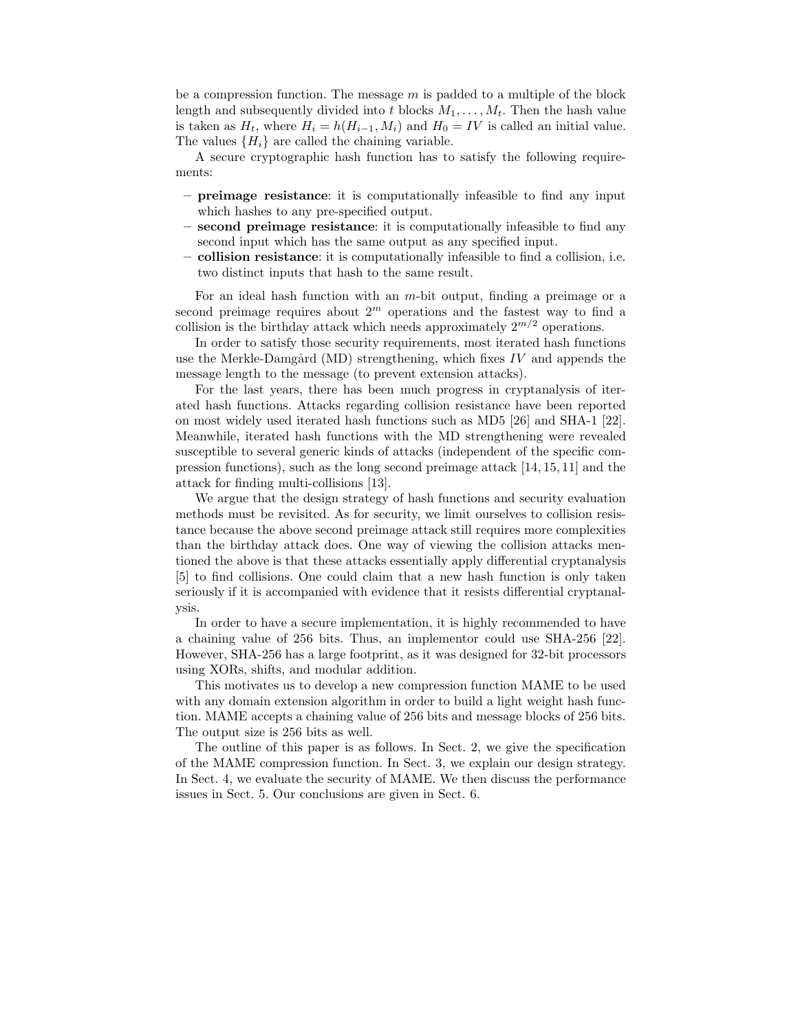be a compression function. The message $m$ is padded to a multiple of the block length and subsequently divided into $t$ blocks $M_1, \ldots, M_t$. Then the hash value is taken as $H_t$, where $H_i = h(H_{i-1}, M_i)$ and $H_0 = IV$ is called an initial value. The values $\{H_i\}$ are called the chaining variable.

A secure cryptographic hash function has to satisfy the following requirements:

- **preimage resistance**: it is computationally infeasible to find any input which hashes to any pre-specified output.
- **second preimage resistance**: it is computationally infeasible to find any second input which has the same output as any specified input.
- **collision resistance**: it is computationally infeasible to find a collision, i.e. two distinct inputs that hash to the same result.

For an ideal hash function with an $m$-bit output, finding a preimage or a second preimage requires about $2^m$ operations and the fastest way to find a collision is the birthday attack which needs approximately $2^{m/2}$ operations.

In order to satisfy those security requirements, most iterated hash functions use the Merkle-Damgård (MD) strengthening, which fixes $IV$ and appends the message length to the message (to prevent extension attacks).

For the last years, there has been much progress in cryptanalysis of iterated hash functions. Attacks regarding collision resistance have been reported on most widely used iterated hash functions such as MD5 [26] and SHA-1 [22]. Meanwhile, iterated hash functions with the MD strengthening were revealed susceptible to several generic kinds of attacks (independent of the specific compression functions), such as the long second preimage attack [14, 15, 11] and the attack for finding multi-collisions [13].

We argue that the design strategy of hash functions and security evaluation methods must be revisited. As for security, we limit ourselves to collision resistance because the above second preimage attack still requires more complexities than the birthday attack does. One way of viewing the collision attacks mentioned the above is that these attacks essentially apply differential cryptanalysis [5] to find collisions. One could claim that a new hash function is only taken seriously if it is accompanied with evidence that it resists differential cryptanalysis.

In order to have a secure implementation, it is highly recommended to have a chaining value of 256 bits. Thus, an implementor could use SHA-256 [22]. However, SHA-256 has a large footprint, as it was designed for 32-bit processors using XORs, shifts, and modular addition.

This motivates us to develop a new compression function MAME to be used with any domain extension algorithm in order to build a light weight hash function. MAME accepts a chaining value of 256 bits and message blocks of 256 bits. The output size is 256 bits as well.

The outline of this paper is as follows. In Sect. 2, we give the specification of the MAME compression function. In Sect. 3, we explain our design strategy. In Sect. 4, we evaluate the security of MAME. We then discuss the performance issues in Sect. 5. Our conclusions are given in Sect. 6.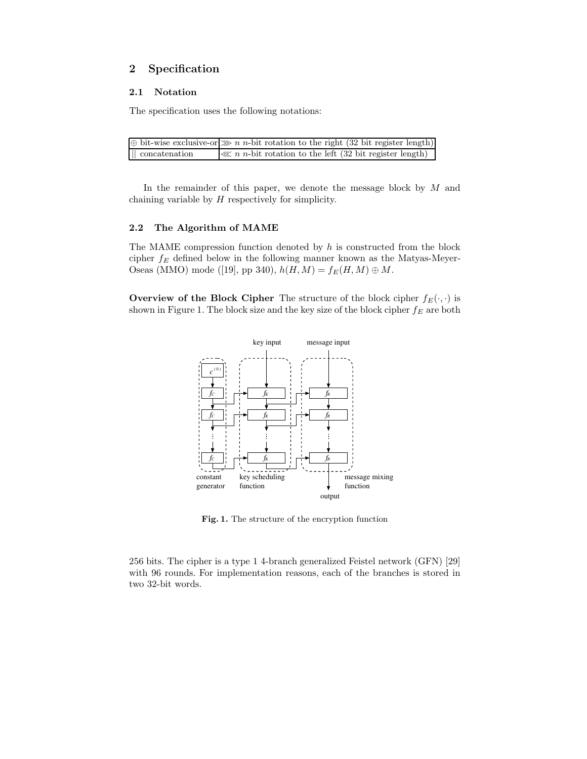## 2 Specification

### 2.1 Notation

The specification uses the following notations:

| | |
|---|---|
| $\oplus$ bit-wise exclusive-or | $\ggg n$ $n$-bit rotation to the right (32 bit register length) |
| $\|\|$ concatenation | $\lll n$ $n$-bit rotation to the left (32 bit register length) |

In the remainder of this paper, we denote the message block by $M$ and chaining variable by $H$ respectively for simplicity.

### 2.2 The Algorithm of MAME

The MAME compression function denoted by $h$ is constructed from the block cipher $f_E$ defined below in the following manner known as the Matyas-Meyer-Oseas (MMO) mode ([19], pp 340), $h(H, M) = f_E(H, M) \oplus M$.

**Overview of the Block Cipher** The structure of the block cipher $f_E(\cdot, \cdot)$ is shown in Figure 1. The block size and the key size of the block cipher $f_E$ are both 256 bits. The cipher is a type 1 4-branch generalized Feistel network (GFN) [29] with 96 rounds. For implementation reasons, each of the branches is stored in two 32-bit words.

**Fig. 1.** The structure of the encryption function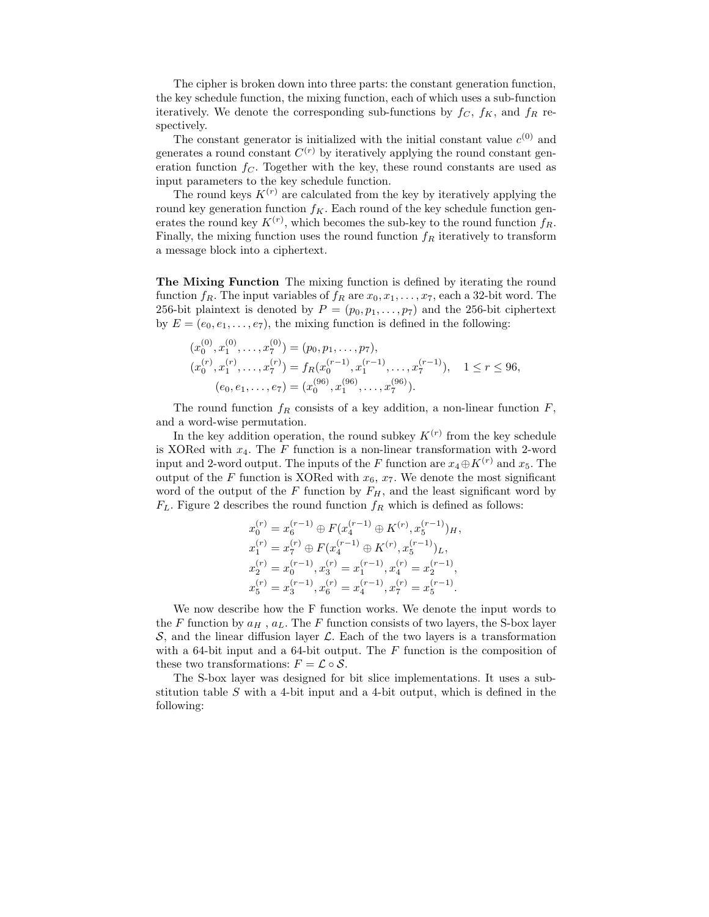The cipher is broken down into three parts: the constant generation function, the key schedule function, the mixing function, each of which uses a sub-function iteratively. We denote the corresponding sub-functions by $f_C$, $f_K$, and $f_R$ respectively.

The constant generator is initialized with the initial constant value $c^{(0)}$ and generates a round constant $C^{(r)}$ by iteratively applying the round constant generation function $f_C$. Together with the key, these round constants are used as input parameters to the key schedule function.

The round keys $K^{(r)}$ are calculated from the key by iteratively applying the round key generation function $f_K$. Each round of the key schedule function generates the round key $K^{(r)}$, which becomes the sub-key to the round function $f_R$. Finally, the mixing function uses the round function $f_R$ iteratively to transform a message block into a ciphertext.

**The Mixing Function** The mixing function is defined by iterating the round function $f_R$. The input variables of $f_R$ are $x_0, x_1, \ldots, x_7$, each a 32-bit word. The 256-bit plaintext is denoted by $P = (p_0, p_1, \ldots, p_7)$ and the 256-bit ciphertext by $E = (e_0, e_1, \ldots, e_7)$, the mixing function is defined in the following:

$$
\begin{aligned}
(x_0^{(0)}, x_1^{(0)}, \ldots, x_7^{(0)}) &= (p_0, p_1, \ldots, p_7), \\
(x_0^{(r)}, x_1^{(r)}, \ldots, x_7^{(r)}) &= f_R(x_0^{(r-1)}, x_1^{(r-1)}, \ldots, x_7^{(r-1)}), \quad 1 \le r \le 96, \\
(e_0, e_1, \ldots, e_7) &= (x_0^{(96)}, x_1^{(96)}, \ldots, x_7^{(96)}).
\end{aligned}
$$

The round function $f_R$ consists of a key addition, a non-linear function $F$, and a word-wise permutation.

In the key addition operation, the round subkey $K^{(r)}$ from the key schedule is XORed with $x_4$. The $F$ function is a non-linear transformation with 2-word input and 2-word output. The inputs of the $F$ function are $x_4 \oplus K^{(r)}$ and $x_5$. The output of the $F$ function is XORed with $x_6$, $x_7$. We denote the most significant word of the output of the $F$ function by $F_H$, and the least significant word by $F_L$. Figure 2 describes the round function $f_R$ which is defined as follows:

$$
\begin{aligned}
x_0^{(r)} &= x_6^{(r-1)} \oplus F(x_4^{(r-1)} \oplus K^{(r)}, x_5^{(r-1)})_H, \\
x_1^{(r)} &= x_7^{(r)} \oplus F(x_4^{(r-1)} \oplus K^{(r)}, x_5^{(r-1)})_L, \\
x_2^{(r)} &= x_0^{(r-1)}, x_3^{(r)} = x_1^{(r-1)}, x_4^{(r)} = x_2^{(r-1)}, \\
x_5^{(r)} &= x_3^{(r-1)}, x_6^{(r)} = x_4^{(r-1)}, x_7^{(r)} = x_5^{(r-1)}.
\end{aligned}
$$

We now describe how the F function works. We denote the input words to the $F$ function by $a_H$ , $a_L$. The $F$ function consists of two layers, the S-box layer $\mathcal{S}$, and the linear diffusion layer $\mathcal{L}$. Each of the two layers is a transformation with a 64-bit input and a 64-bit output. The $F$ function is the composition of these two transformations: $F = \mathcal{L} \circ \mathcal{S}$.

The S-box layer was designed for bit slice implementations. It uses a substitution table $S$ with a 4-bit input and a 4-bit output, which is defined in the following: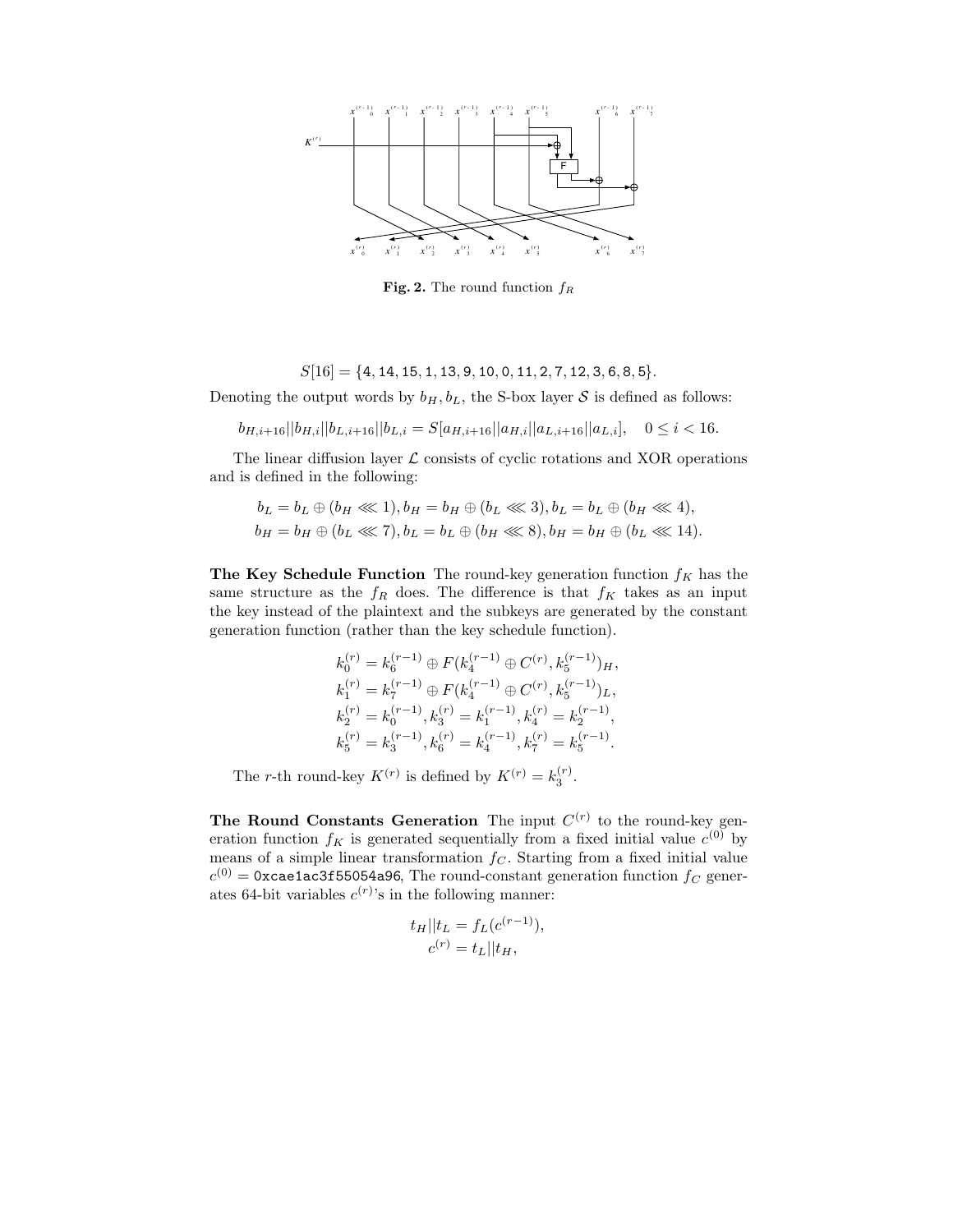**Fig. 2.** The round function $f_R$

$$S[16] = \{4, 14, 15, 1, 13, 9, 10, 0, 11, 2, 7, 12, 3, 6, 8, 5\}.$$

Denoting the output words by $b_H, b_L$, the S-box layer $\mathcal{S}$ is defined as follows:

$$b_{H,i+16}||b_{H,i}||b_{L,i+16}||b_{L,i} = S[a_{H,i+16}||a_{H,i}||a_{L,i+16}||a_{L,i}], \quad 0 \leq i < 16.$$

The linear diffusion layer $\mathcal{L}$ consists of cyclic rotations and XOR operations and is defined in the following:

$$b_L = b_L \oplus (b_H \lll 1), b_H = b_H \oplus (b_L \lll 3), b_L = b_L \oplus (b_H \lll 4),$$
$$b_H = b_H \oplus (b_L \lll 7), b_L = b_L \oplus (b_H \lll 8), b_H = b_H \oplus (b_L \lll 14).$$

**The Key Schedule Function** The round-key generation function $f_K$ has the same structure as the $f_R$ does. The difference is that $f_K$ takes as an input the key instead of the plaintext and the subkeys are generated by the constant generation function (rather than the key schedule function).

$$k_0^{(r)} = k_6^{(r-1)} \oplus F(k_4^{(r-1)} \oplus C^{(r)}, k_5^{(r-1)})_H,$$
$$k_1^{(r)} = k_7^{(r-1)} \oplus F(k_4^{(r-1)} \oplus C^{(r)}, k_5^{(r-1)})_L,$$
$$k_2^{(r)} = k_0^{(r-1)}, k_3^{(r)} = k_1^{(r-1)}, k_4^{(r)} = k_2^{(r-1)},$$
$$k_5^{(r)} = k_3^{(r-1)}, k_6^{(r)} = k_4^{(r-1)}, k_7^{(r)} = k_5^{(r-1)}.$$

The $r$-th round-key $K^{(r)}$ is defined by $K^{(r)} = k_3^{(r)}$.

**The Round Constants Generation** The input $C^{(r)}$ to the round-key generation function $f_K$ is generated sequentially from a fixed initial value $c^{(0)}$ by means of a simple linear transformation $f_C$. Starting from a fixed initial value $c^{(0)} =$ `0xcae1ac3f55054a96`, The round-constant generation function $f_C$ generates 64-bit variables $c^{(r)}$'s in the following manner:

$$t_H||t_L = f_L(c^{(r-1)}),$$
$$c^{(r)} = t_L||t_H,$$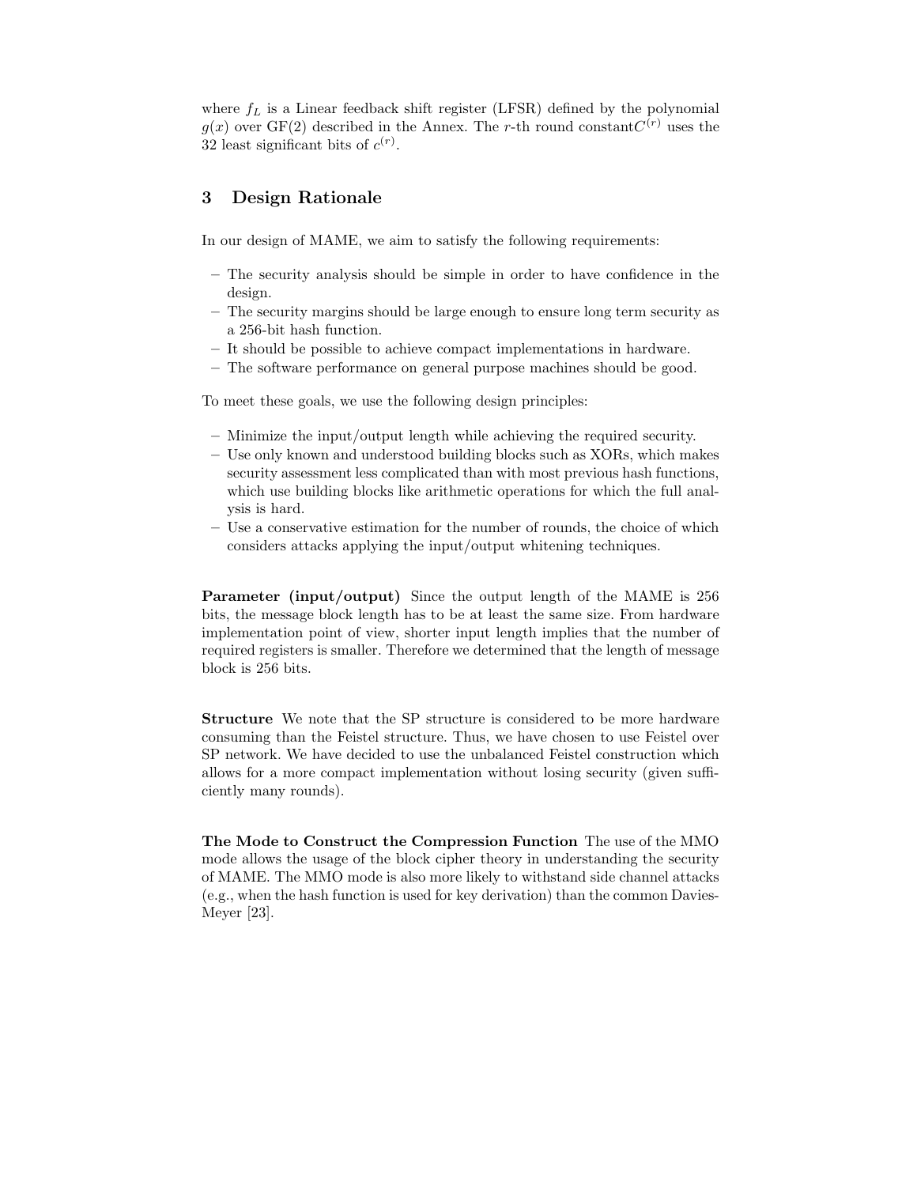where $f_L$ is a Linear feedback shift register (LFSR) defined by the polynomial $g(x)$ over GF(2) described in the Annex. The $r$-th round constant$C^{(r)}$ uses the 32 least significant bits of $c^{(r)}$.

## 3 Design Rationale

In our design of MAME, we aim to satisfy the following requirements:

– The security analysis should be simple in order to have confidence in the design.
– The security margins should be large enough to ensure long term security as a 256-bit hash function.
– It should be possible to achieve compact implementations in hardware.
– The software performance on general purpose machines should be good.

To meet these goals, we use the following design principles:

– Minimize the input/output length while achieving the required security.
– Use only known and understood building blocks such as XORs, which makes security assessment less complicated than with most previous hash functions, which use building blocks like arithmetic operations for which the full analysis is hard.
– Use a conservative estimation for the number of rounds, the choice of which considers attacks applying the input/output whitening techniques.

**Parameter (input/output)** Since the output length of the MAME is 256 bits, the message block length has to be at least the same size. From hardware implementation point of view, shorter input length implies that the number of required registers is smaller. Therefore we determined that the length of message block is 256 bits.

**Structure** We note that the SP structure is considered to be more hardware consuming than the Feistel structure. Thus, we have chosen to use Feistel over SP network. We have decided to use the unbalanced Feistel construction which allows for a more compact implementation without losing security (given sufficiently many rounds).

**The Mode to Construct the Compression Function** The use of the MMO mode allows the usage of the block cipher theory in understanding the security of MAME. The MMO mode is also more likely to withstand side channel attacks (e.g., when the hash function is used for key derivation) than the common Davies-Meyer [23].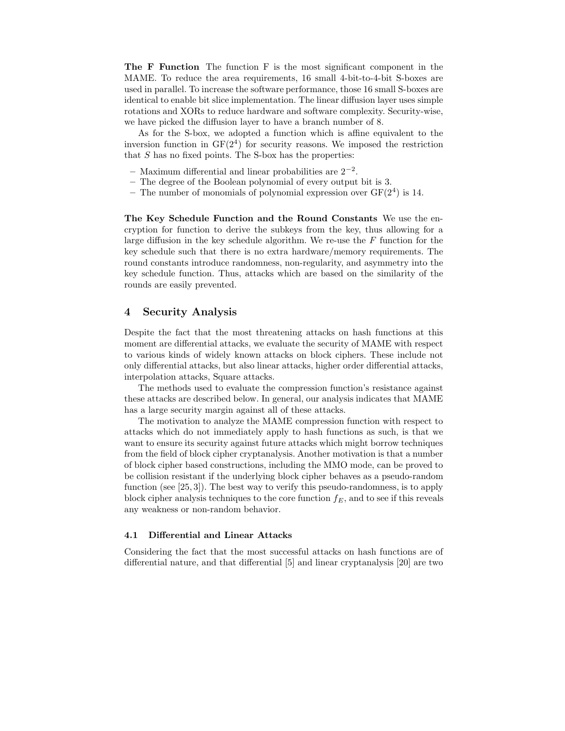**The F Function** The function F is the most significant component in the MAME. To reduce the area requirements, 16 small 4-bit-to-4-bit S-boxes are used in parallel. To increase the software performance, those 16 small S-boxes are identical to enable bit slice implementation. The linear diffusion layer uses simple rotations and XORs to reduce hardware and software complexity. Security-wise, we have picked the diffusion layer to have a branch number of 8.

As for the S-box, we adopted a function which is affine equivalent to the inversion function in $\mathrm{GF}(2^4)$ for security reasons. We imposed the restriction that $S$ has no fixed points. The S-box has the properties:

- Maximum differential and linear probabilities are $2^{-2}$.
- The degree of the Boolean polynomial of every output bit is 3.
- The number of monomials of polynomial expression over $\mathrm{GF}(2^4)$ is 14.

**The Key Schedule Function and the Round Constants** We use the encryption for function to derive the subkeys from the key, thus allowing for a large diffusion in the key schedule algorithm. We re-use the $F$ function for the key schedule such that there is no extra hardware/memory requirements. The round constants introduce randomness, non-regularity, and asymmetry into the key schedule function. Thus, attacks which are based on the similarity of the rounds are easily prevented.

## 4 Security Analysis

Despite the fact that the most threatening attacks on hash functions at this moment are differential attacks, we evaluate the security of MAME with respect to various kinds of widely known attacks on block ciphers. These include not only differential attacks, but also linear attacks, higher order differential attacks, interpolation attacks, Square attacks.

The methods used to evaluate the compression function's resistance against these attacks are described below. In general, our analysis indicates that MAME has a large security margin against all of these attacks.

The motivation to analyze the MAME compression function with respect to attacks which do not immediately apply to hash functions as such, is that we want to ensure its security against future attacks which might borrow techniques from the field of block cipher cryptanalysis. Another motivation is that a number of block cipher based constructions, including the MMO mode, can be proved to be collision resistant if the underlying block cipher behaves as a pseudo-random function (see [25, 3]). The best way to verify this pseudo-randomness, is to apply block cipher analysis techniques to the core function $f_E$, and to see if this reveals any weakness or non-random behavior.

### 4.1 Differential and Linear Attacks

Considering the fact that the most successful attacks on hash functions are of differential nature, and that differential [5] and linear cryptanalysis [20] are two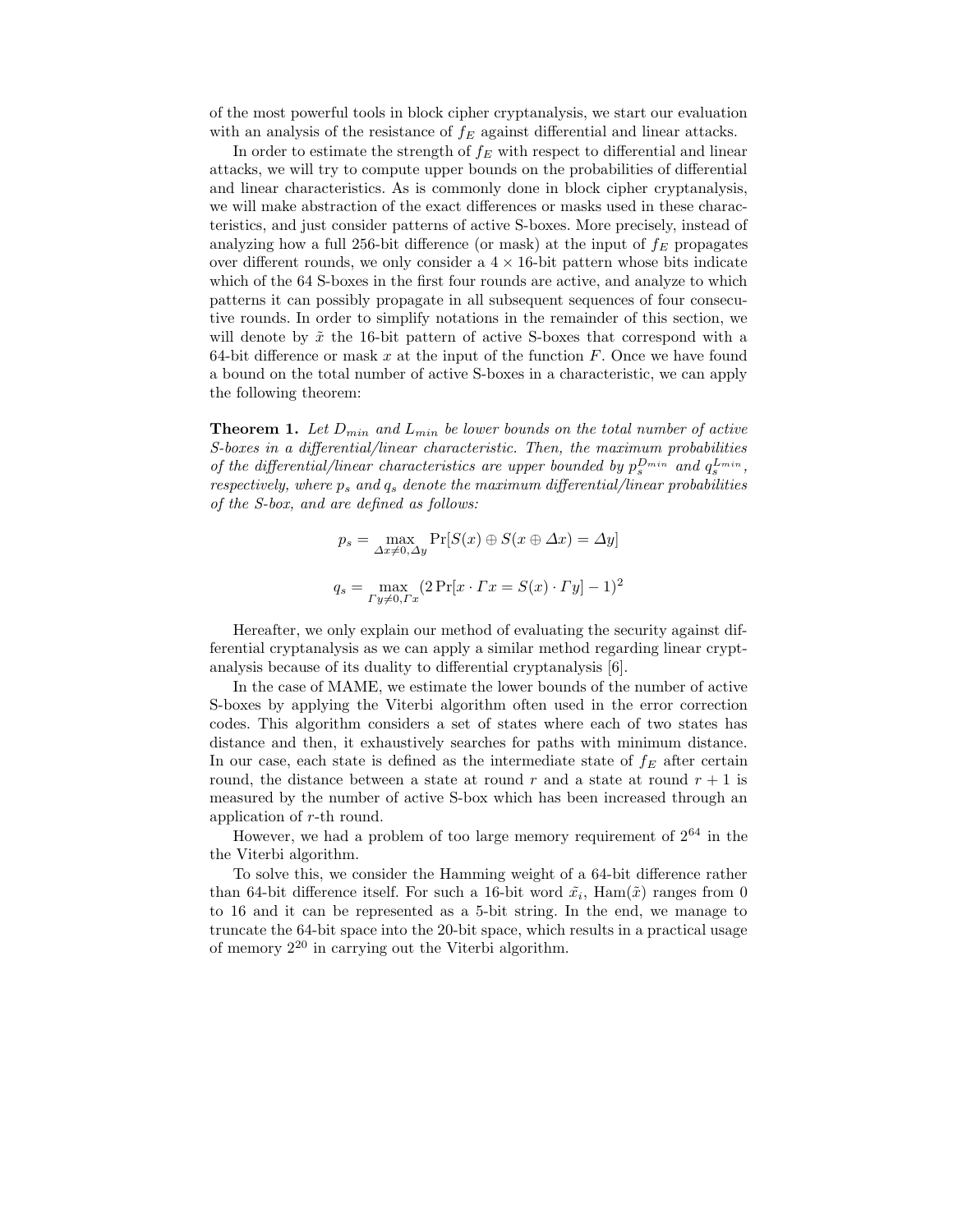of the most powerful tools in block cipher cryptanalysis, we start our evaluation with an analysis of the resistance of $f_E$ against differential and linear attacks.

In order to estimate the strength of $f_E$ with respect to differential and linear attacks, we will try to compute upper bounds on the probabilities of differential and linear characteristics. As is commonly done in block cipher cryptanalysis, we will make abstraction of the exact differences or masks used in these characteristics, and just consider patterns of active S-boxes. More precisely, instead of analyzing how a full 256-bit difference (or mask) at the input of $f_E$ propagates over different rounds, we only consider a $4 \times 16$-bit pattern whose bits indicate which of the 64 S-boxes in the first four rounds are active, and analyze to which patterns it can possibly propagate in all subsequent sequences of four consecutive rounds. In order to simplify notations in the remainder of this section, we will denote by $\tilde{x}$ the 16-bit pattern of active S-boxes that correspond with a 64-bit difference or mask $x$ at the input of the function $F$. Once we have found a bound on the total number of active S-boxes in a characteristic, we can apply the following theorem:

**Theorem 1.** *Let $D_{min}$ and $L_{min}$ be lower bounds on the total number of active S-boxes in a differential/linear characteristic. Then, the maximum probabilities of the differential/linear characteristics are upper bounded by $p_s^{D_{min}}$ and $q_s^{L_{min}}$, respectively, where $p_s$ and $q_s$ denote the maximum differential/linear probabilities of the S-box, and are defined as follows:*

$$p_s = \max_{\Delta x \neq 0, \Delta y} \Pr[S(x) \oplus S(x \oplus \Delta x) = \Delta y]$$

$$q_s = \max_{\Gamma y \neq 0, \Gamma x} (2 \Pr[x \cdot \Gamma x = S(x) \cdot \Gamma y] - 1)^2$$

Hereafter, we only explain our method of evaluating the security against differential cryptanalysis as we can apply a similar method regarding linear cryptanalysis because of its duality to differential cryptanalysis [6].

In the case of MAME, we estimate the lower bounds of the number of active S-boxes by applying the Viterbi algorithm often used in the error correction codes. This algorithm considers a set of states where each of two states has distance and then, it exhaustively searches for paths with minimum distance. In our case, each state is defined as the intermediate state of $f_E$ after certain round, the distance between a state at round $r$ and a state at round $r+1$ is measured by the number of active S-box which has been increased through an application of $r$-th round.

However, we had a problem of too large memory requirement of $2^{64}$ in the the Viterbi algorithm.

To solve this, we consider the Hamming weight of a 64-bit difference rather than 64-bit difference itself. For such a 16-bit word $\tilde{x}_i$, $\mathrm{Ham}(\tilde{x})$ ranges from 0 to 16 and it can be represented as a 5-bit string. In the end, we manage to truncate the 64-bit space into the 20-bit space, which results in a practical usage of memory $2^{20}$ in carrying out the Viterbi algorithm.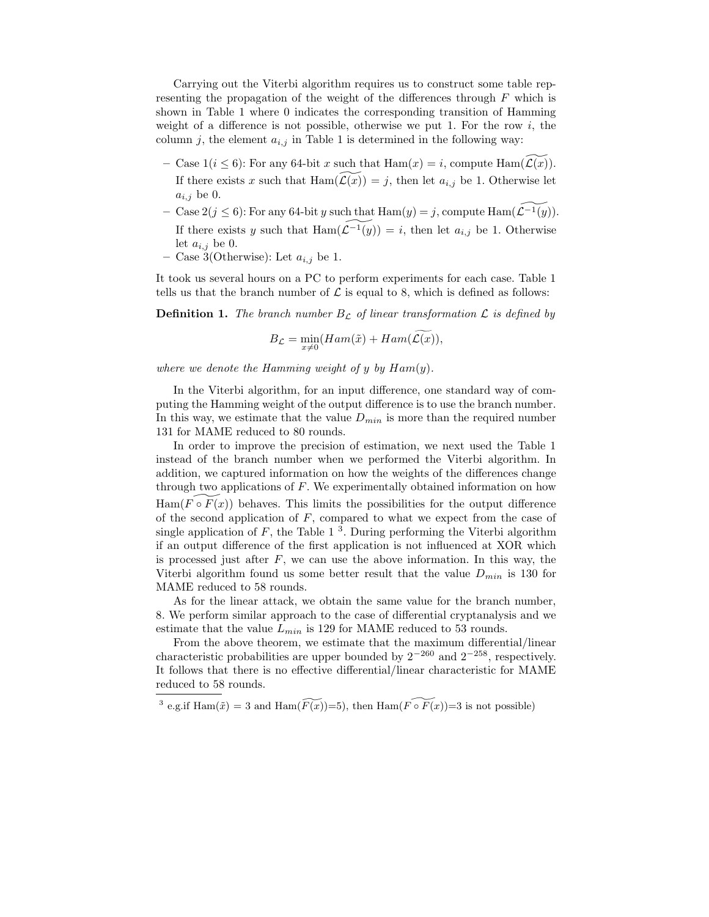Carrying out the Viterbi algorithm requires us to construct some table representing the propagation of the weight of the differences through $F$ which is shown in Table 1 where 0 indicates the corresponding transition of Hamming weight of a difference is not possible, otherwise we put 1. For the row $i$, the column $j$, the element $a_{i,j}$ in Table 1 is determined in the following way:

- Case 1($i \leq 6$): For any 64-bit $x$ such that $\mathrm{Ham}(x) = i$, compute $\mathrm{Ham}(\widetilde{\mathcal{L}(x)})$. If there exists $x$ such that $\mathrm{Ham}(\widetilde{\mathcal{L}(x)}) = j$, then let $a_{i,j}$ be 1. Otherwise let $a_{i,j}$ be 0.
- Case 2($j \leq 6$): For any 64-bit $y$ such that $\mathrm{Ham}(y) = j$, compute $\mathrm{Ham}(\widetilde{\mathcal{L}^{-1}(y)})$. If there exists $y$ such that $\mathrm{Ham}(\widetilde{\mathcal{L}^{-1}(y)}) = i$, then let $a_{i,j}$ be 1. Otherwise let $a_{i,j}$ be 0.
- Case 3(Otherwise): Let $a_{i,j}$ be 1.

It took us several hours on a PC to perform experiments for each case. Table 1 tells us that the branch number of $\mathcal{L}$ is equal to 8, which is defined as follows:

**Definition 1.** *The branch number $B_{\mathcal{L}}$ of linear transformation $\mathcal{L}$ is defined by*

$$B_{\mathcal{L}} = \min_{x \neq 0}(Ham(\tilde{x}) + Ham(\widetilde{\mathcal{L}(x)})),$$

*where we denote the Hamming weight of $y$ by $Ham(y)$.*

In the Viterbi algorithm, for an input difference, one standard way of computing the Hamming weight of the output difference is to use the branch number. In this way, we estimate that the value $D_{min}$ is more than the required number 131 for MAME reduced to 80 rounds.

In order to improve the precision of estimation, we next used the Table 1 instead of the branch number when we performed the Viterbi algorithm. In addition, we captured information on how the weights of the differences change through two applications of $F$. We experimentally obtained information on how $\mathrm{Ham}(\widetilde{F \circ F(x)})$ behaves. This limits the possibilities for the output difference of the second application of $F$, compared to what we expect from the case of single application of $F$, the Table 1 [3]. During performing the Viterbi algorithm if an output difference of the first application is not influenced at XOR which is processed just after $F$, we can use the above information. In this way, the Viterbi algorithm found us some better result that the value $D_{min}$ is 130 for MAME reduced to 58 rounds.

As for the linear attack, we obtain the same value for the branch number, 8. We perform similar approach to the case of differential cryptanalysis and we estimate that the value $L_{min}$ is 129 for MAME reduced to 53 rounds.

From the above theorem, we estimate that the maximum differential/linear characteristic probabilities are upper bounded by $2^{-260}$ and $2^{-258}$, respectively. It follows that there is no effective differential/linear characteristic for MAME reduced to 58 rounds.

[3] e.g.if $\mathrm{Ham}(\tilde{x}) = 3$ and $\mathrm{Ham}(\widetilde{F(x)})$=5), then $\mathrm{Ham}(\widetilde{F \circ F(x)})$=3 is not possible)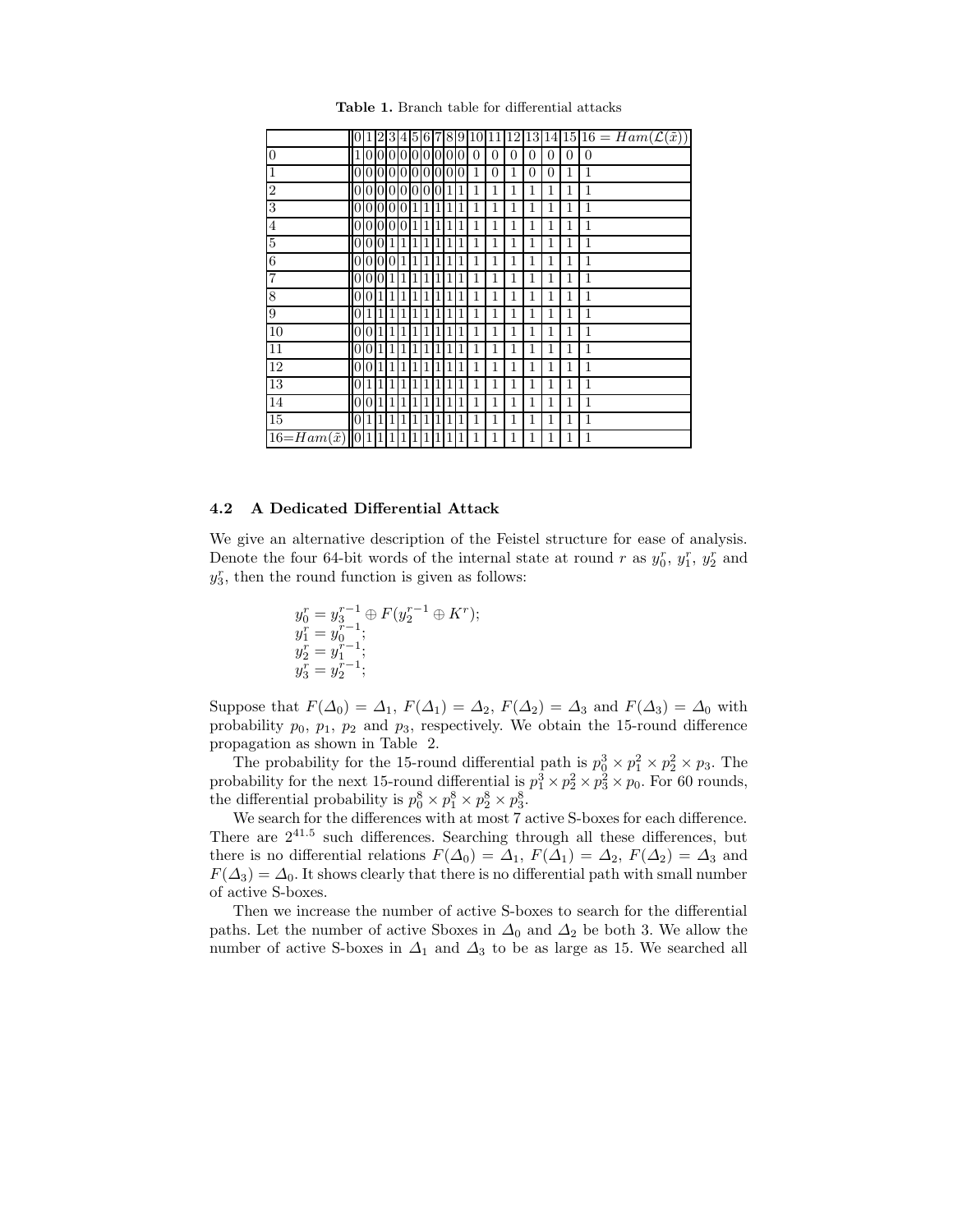**Table 1.** Branch table for differential attacks

| | 0 | 1 | 2 | 3 | 4 | 5 | 6 | 7 | 8 | 9 | 10 | 11 | 12 | 13 | 14 | 15 | $16 = Ham(\mathcal{L}(\tilde{x}))$ |
|---|---|---|---|---|---|---|---|---|---|---|---|---|---|---|---|---|---|
| 0 | 1 | 0 | 0 | 0 | 0 | 0 | 0 | 0 | 0 | 0 | 0 | 0 | 0 | 0 | 0 | 0 | 0 |
| 1 | 0 | 0 | 0 | 0 | 0 | 0 | 0 | 0 | 0 | 0 | 1 | 0 | 1 | 0 | 0 | 1 | 1 |
| 2 | 0 | 0 | 0 | 0 | 0 | 0 | 0 | 0 | 1 | 1 | 1 | 1 | 1 | 1 | 1 | 1 | 1 |
| 3 | 0 | 0 | 0 | 0 | 0 | 1 | 1 | 1 | 1 | 1 | 1 | 1 | 1 | 1 | 1 | 1 | 1 |
| 4 | 0 | 0 | 0 | 0 | 0 | 1 | 1 | 1 | 1 | 1 | 1 | 1 | 1 | 1 | 1 | 1 | 1 |
| 5 | 0 | 0 | 0 | 1 | 1 | 1 | 1 | 1 | 1 | 1 | 1 | 1 | 1 | 1 | 1 | 1 | 1 |
| 6 | 0 | 0 | 0 | 0 | 1 | 1 | 1 | 1 | 1 | 1 | 1 | 1 | 1 | 1 | 1 | 1 | 1 |
| 7 | 0 | 0 | 0 | 1 | 1 | 1 | 1 | 1 | 1 | 1 | 1 | 1 | 1 | 1 | 1 | 1 | 1 |
| 8 | 0 | 0 | 1 | 1 | 1 | 1 | 1 | 1 | 1 | 1 | 1 | 1 | 1 | 1 | 1 | 1 | 1 |
| 9 | 0 | 1 | 1 | 1 | 1 | 1 | 1 | 1 | 1 | 1 | 1 | 1 | 1 | 1 | 1 | 1 | 1 |
| 10 | 0 | 0 | 1 | 1 | 1 | 1 | 1 | 1 | 1 | 1 | 1 | 1 | 1 | 1 | 1 | 1 | 1 |
| 11 | 0 | 0 | 1 | 1 | 1 | 1 | 1 | 1 | 1 | 1 | 1 | 1 | 1 | 1 | 1 | 1 | 1 |
| 12 | 0 | 0 | 1 | 1 | 1 | 1 | 1 | 1 | 1 | 1 | 1 | 1 | 1 | 1 | 1 | 1 | 1 |
| 13 | 0 | 1 | 1 | 1 | 1 | 1 | 1 | 1 | 1 | 1 | 1 | 1 | 1 | 1 | 1 | 1 | 1 |
| 14 | 0 | 0 | 1 | 1 | 1 | 1 | 1 | 1 | 1 | 1 | 1 | 1 | 1 | 1 | 1 | 1 | 1 |
| 15 | 0 | 1 | 1 | 1 | 1 | 1 | 1 | 1 | 1 | 1 | 1 | 1 | 1 | 1 | 1 | 1 | 1 |
| $16{=}Ham(\tilde{x})$ | 0 | 1 | 1 | 1 | 1 | 1 | 1 | 1 | 1 | 1 | 1 | 1 | 1 | 1 | 1 | 1 | 1 |

### 4.2 A Dedicated Differential Attack

We give an alternative description of the Feistel structure for ease of analysis. Denote the four 64-bit words of the internal state at round $r$ as $y_0^r$, $y_1^r$, $y_2^r$ and $y_3^r$, then the round function is given as follows:

$$
\begin{aligned}
y_0^r &= y_3^{r-1} \oplus F(y_2^{r-1} \oplus K^r);\\
y_1^r &= y_0^{r-1};\\
y_2^r &= y_1^{r-1};\\
y_3^r &= y_2^{r-1};
\end{aligned}
$$

Suppose that $F(\Delta_0) = \Delta_1$, $F(\Delta_1) = \Delta_2$, $F(\Delta_2) = \Delta_3$ and $F(\Delta_3) = \Delta_0$ with probability $p_0$, $p_1$, $p_2$ and $p_3$, respectively. We obtain the 15-round difference propagation as shown in Table 2.

The probability for the 15-round differential path is $p_0^3 \times p_1^2 \times p_2^2 \times p_3$. The probability for the next 15-round differential is $p_1^3 \times p_2^2 \times p_3^2 \times p_0$. For 60 rounds, the differential probability is $p_0^8 \times p_1^8 \times p_2^8 \times p_3^8$.

We search for the differences with at most 7 active S-boxes for each difference. There are $2^{41.5}$ such differences. Searching through all these differences, but there is no differential relations $F(\Delta_0) = \Delta_1$, $F(\Delta_1) = \Delta_2$, $F(\Delta_2) = \Delta_3$ and $F(\Delta_3) = \Delta_0$. It shows clearly that there is no differential path with small number of active S-boxes.

Then we increase the number of active S-boxes to search for the differential paths. Let the number of active Sboxes in $\Delta_0$ and $\Delta_2$ be both 3. We allow the number of active S-boxes in $\Delta_1$ and $\Delta_3$ to be as large as 15. We searched all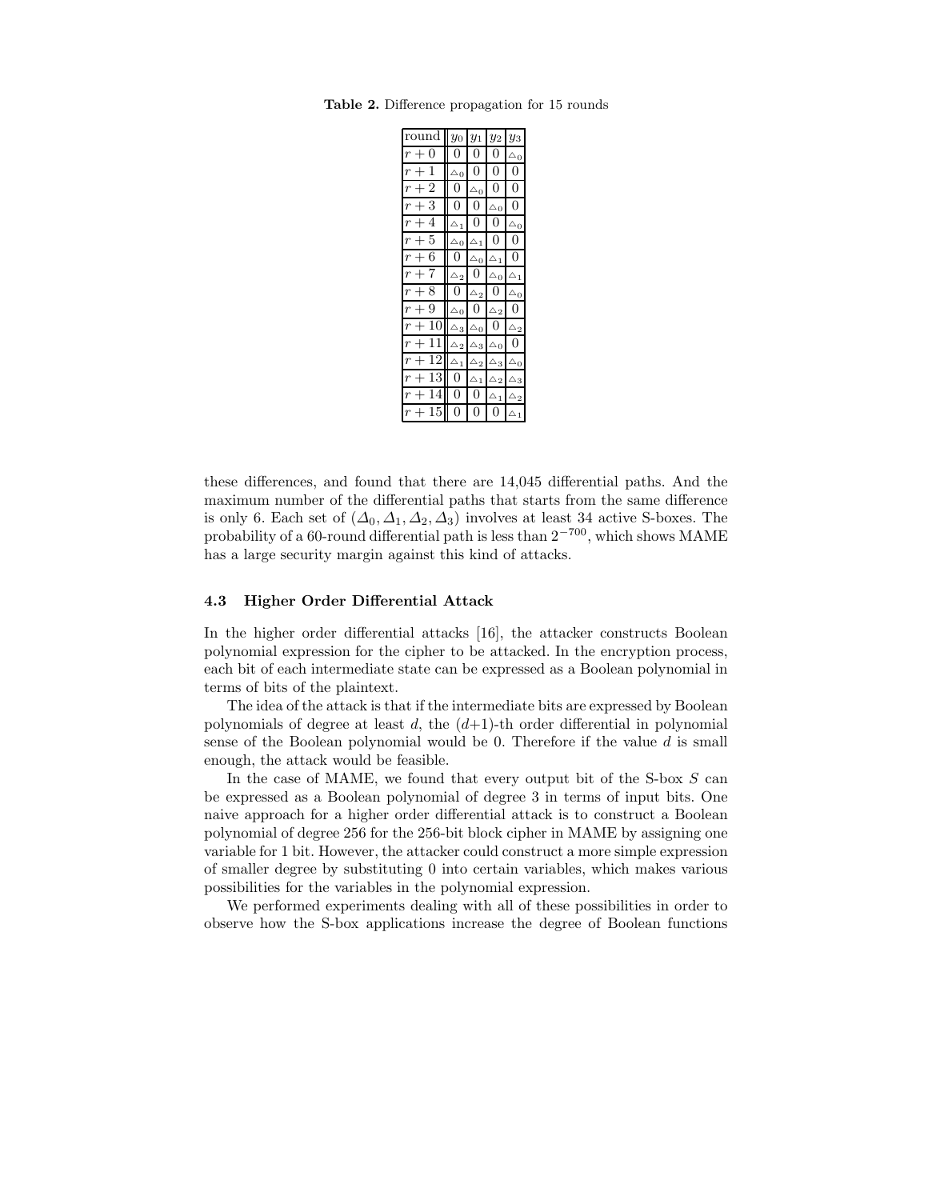**Table 2.** Difference propagation for 15 rounds

| round | $y_0$ | $y_1$ | $y_2$ | $y_3$ |
|---|---|---|---|---|
| $r+0$ | 0 | 0 | 0 | $\triangle_0$ |
| $r+1$ | $\triangle_0$ | 0 | 0 | 0 |
| $r+2$ | 0 | $\triangle_0$ | 0 | 0 |
| $r+3$ | 0 | 0 | $\triangle_0$ | 0 |
| $r+4$ | $\triangle_1$ | 0 | 0 | $\triangle_0$ |
| $r+5$ | $\triangle_0$ | $\triangle_1$ | 0 | 0 |
| $r+6$ | 0 | $\triangle_0$ | $\triangle_1$ | 0 |
| $r+7$ | $\triangle_2$ | 0 | $\triangle_0$ | $\triangle_1$ |
| $r+8$ | 0 | $\triangle_2$ | 0 | $\triangle_0$ |
| $r+9$ | $\triangle_0$ | 0 | $\triangle_2$ | 0 |
| $r+10$ | $\triangle_3$ | $\triangle_0$ | 0 | $\triangle_2$ |
| $r+11$ | $\triangle_2$ | $\triangle_3$ | $\triangle_0$ | 0 |
| $r+12$ | $\triangle_1$ | $\triangle_2$ | $\triangle_3$ | $\triangle_0$ |
| $r+13$ | 0 | $\triangle_1$ | $\triangle_2$ | $\triangle_3$ |
| $r+14$ | 0 | 0 | $\triangle_1$ | $\triangle_2$ |
| $r+15$ | 0 | 0 | 0 | $\triangle_1$ |

these differences, and found that there are 14,045 differential paths. And the maximum number of the differential paths that starts from the same difference is only 6. Each set of $(\Delta_0, \Delta_1, \Delta_2, \Delta_3)$ involves at least 34 active S-boxes. The probability of a 60-round differential path is less than $2^{-700}$, which shows MAME has a large security margin against this kind of attacks.

### 4.3 Higher Order Differential Attack

In the higher order differential attacks [16], the attacker constructs Boolean polynomial expression for the cipher to be attacked. In the encryption process, each bit of each intermediate state can be expressed as a Boolean polynomial in terms of bits of the plaintext.

The idea of the attack is that if the intermediate bits are expressed by Boolean polynomials of degree at least $d$, the $(d+1)$-th order differential in polynomial sense of the Boolean polynomial would be 0. Therefore if the value $d$ is small enough, the attack would be feasible.

In the case of MAME, we found that every output bit of the S-box $S$ can be expressed as a Boolean polynomial of degree 3 in terms of input bits. One naive approach for a higher order differential attack is to construct a Boolean polynomial of degree 256 for the 256-bit block cipher in MAME by assigning one variable for 1 bit. However, the attacker could construct a more simple expression of smaller degree by substituting 0 into certain variables, which makes various possibilities for the variables in the polynomial expression.

We performed experiments dealing with all of these possibilities in order to observe how the S-box applications increase the degree of Boolean functions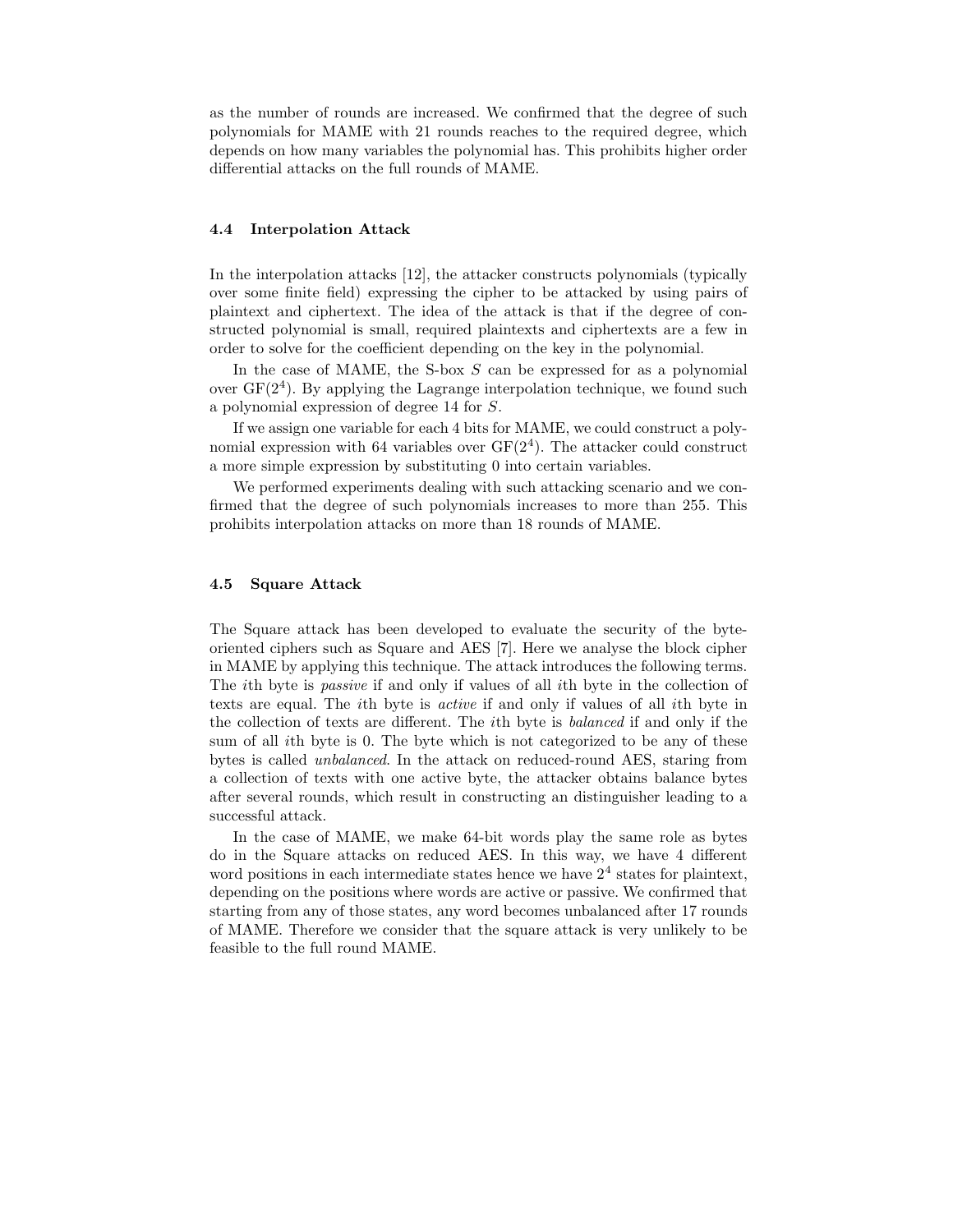as the number of rounds are increased. We confirmed that the degree of such polynomials for MAME with 21 rounds reaches to the required degree, which depends on how many variables the polynomial has. This prohibits higher order differential attacks on the full rounds of MAME.

### 4.4 Interpolation Attack

In the interpolation attacks [12], the attacker constructs polynomials (typically over some finite field) expressing the cipher to be attacked by using pairs of plaintext and ciphertext. The idea of the attack is that if the degree of constructed polynomial is small, required plaintexts and ciphertexts are a few in order to solve for the coefficient depending on the key in the polynomial.

In the case of MAME, the S-box $S$ can be expressed for as a polynomial over $\mathrm{GF}(2^4)$. By applying the Lagrange interpolation technique, we found such a polynomial expression of degree 14 for $S$.

If we assign one variable for each 4 bits for MAME, we could construct a polynomial expression with 64 variables over $\mathrm{GF}(2^4)$. The attacker could construct a more simple expression by substituting 0 into certain variables.

We performed experiments dealing with such attacking scenario and we confirmed that the degree of such polynomials increases to more than 255. This prohibits interpolation attacks on more than 18 rounds of MAME.

### 4.5 Square Attack

The Square attack has been developed to evaluate the security of the byte-oriented ciphers such as Square and AES [7]. Here we analyse the block cipher in MAME by applying this technique. The attack introduces the following terms. The $i$th byte is *passive* if and only if values of all $i$th byte in the collection of texts are equal. The $i$th byte is *active* if and only if values of all $i$th byte in the collection of texts are different. The $i$th byte is *balanced* if and only if the sum of all $i$th byte is 0. The byte which is not categorized to be any of these bytes is called *unbalanced*. In the attack on reduced-round AES, staring from a collection of texts with one active byte, the attacker obtains balance bytes after several rounds, which result in constructing an distinguisher leading to a successful attack.

In the case of MAME, we make 64-bit words play the same role as bytes do in the Square attacks on reduced AES. In this way, we have 4 different word positions in each intermediate states hence we have $2^4$ states for plaintext, depending on the positions where words are active or passive. We confirmed that starting from any of those states, any word becomes unbalanced after 17 rounds of MAME. Therefore we consider that the square attack is very unlikely to be feasible to the full round MAME.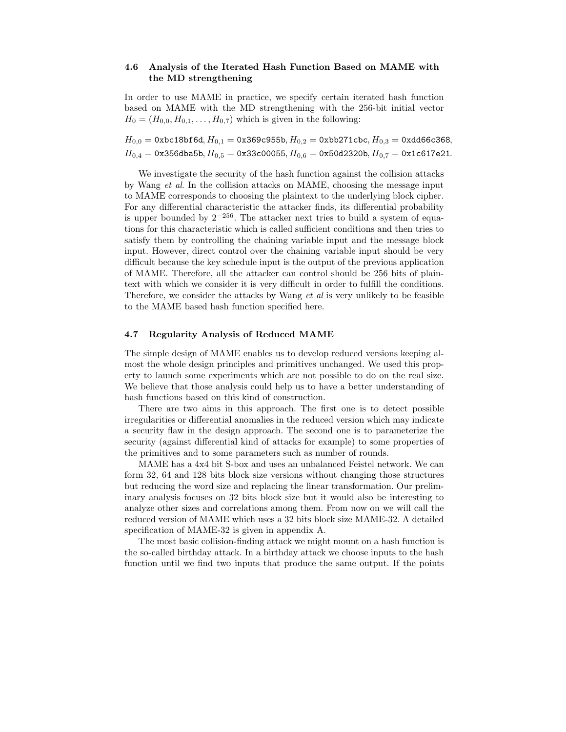### 4.6 Analysis of the Iterated Hash Function Based on MAME with the MD strengthening

In order to use MAME in practice, we specify certain iterated hash function based on MAME with the MD strengthening with the 256-bit initial vector $H_0 = (H_{0,0}, H_{0,1}, \ldots, H_{0,7})$ which is given in the following:

$H_{0,0} = \texttt{0xbc18bf6d}, H_{0,1} = \texttt{0x369c955b}, H_{0,2} = \texttt{0xbb271cbc}, H_{0,3} = \texttt{0xdd66c368},$
$H_{0,4} = \texttt{0x356dba5b}, H_{0,5} = \texttt{0x33c00055}, H_{0,6} = \texttt{0x50d2320b}, H_{0,7} = \texttt{0x1c617e21}.$

We investigate the security of the hash function against the collision attacks by Wang *et al*. In the collision attacks on MAME, choosing the message input to MAME corresponds to choosing the plaintext to the underlying block cipher. For any differential characteristic the attacker finds, its differential probability is upper bounded by $2^{-256}$. The attacker next tries to build a system of equations for this characteristic which is called sufficient conditions and then tries to satisfy them by controlling the chaining variable input and the message block input. However, direct control over the chaining variable input should be very difficult because the key schedule input is the output of the previous application of MAME. Therefore, all the attacker can control should be 256 bits of plaintext with which we consider it is very difficult in order to fulfill the conditions. Therefore, we consider the attacks by Wang *et al* is very unlikely to be feasible to the MAME based hash function specified here.

### 4.7 Regularity Analysis of Reduced MAME

The simple design of MAME enables us to develop reduced versions keeping almost the whole design principles and primitives unchanged. We used this property to launch some experiments which are not possible to do on the real size. We believe that those analysis could help us to have a better understanding of hash functions based on this kind of construction.

There are two aims in this approach. The first one is to detect possible irregularities or differential anomalies in the reduced version which may indicate a security flaw in the design approach. The second one is to parameterize the security (against differential kind of attacks for example) to some properties of the primitives and to some parameters such as number of rounds.

MAME has a 4x4 bit S-box and uses an unbalanced Feistel network. We can form 32, 64 and 128 bits block size versions without changing those structures but reducing the word size and replacing the linear transformation. Our preliminary analysis focuses on 32 bits block size but it would also be interesting to analyze other sizes and correlations among them. From now on we will call the reduced version of MAME which uses a 32 bits block size MAME-32. A detailed specification of MAME-32 is given in appendix A.

The most basic collision-finding attack we might mount on a hash function is the so-called birthday attack. In a birthday attack we choose inputs to the hash function until we find two inputs that produce the same output. If the points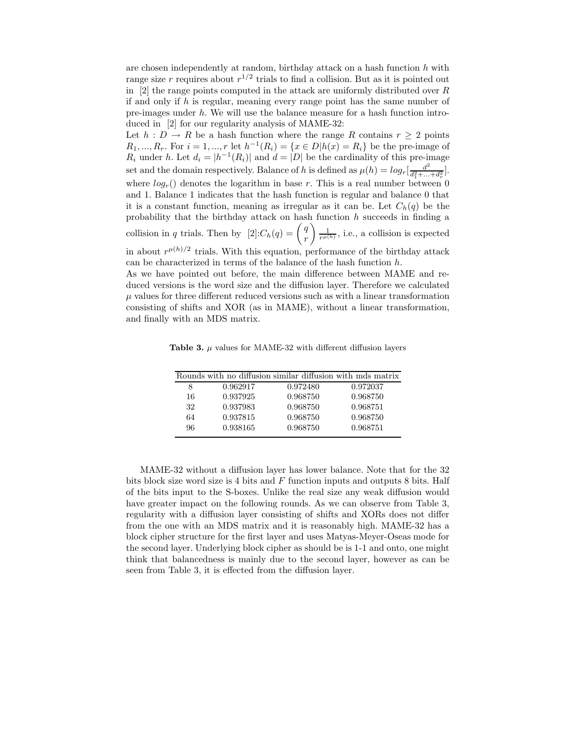are chosen independently at random, birthday attack on a hash function $h$ with range size $r$ requires about $r^{1/2}$ trials to find a collision. But as it is pointed out in [2] the range points computed in the attack are uniformly distributed over $R$ if and only if $h$ is regular, meaning every range point has the same number of pre-images under $h$. We will use the balance measure for a hash function introduced in [2] for our regularity analysis of MAME-32:

Let $h : D \to R$ be a hash function where the range $R$ contains $r \geq 2$ points $R_1, ..., R_r$. For $i = 1, ..., r$ let $h^{-1}(R_i) = \{x \in D | h(x) = R_i\}$ be the pre-image of $R_i$ under $h$. Let $d_i = |h^{-1}(R_i)|$ and $d = |D|$ be the cardinality of this pre-image set and the domain respectively. Balance of $h$ is defined as $\mu(h) = log_r[\frac{d^2}{d_1^2 + ... + d_r^2}]$. where $log_r()$ denotes the logarithm in base $r$. This is a real number between 0 and 1. Balance 1 indicates that the hash function is regular and balance 0 that it is a constant function, meaning as irregular as it can be. Let $C_h(q)$ be the probability that the birthday attack on hash function $h$ succeeds in finding a collision in $q$ trials. Then by [2]:$C_h(q) = \binom{q}{r} \frac{1}{r^{\mu(h)}}$, i.e., a collision is expected in about $r^{\mu(h)/2}$ trials. With this equation, performance of the birthday attack can be characterized in terms of the balance of the hash function $h$.

As we have pointed out before, the main difference between MAME and reduced versions is the word size and the diffusion layer. Therefore we calculated $\mu$ values for three different reduced versions such as with a linear transformation consisting of shifts and XOR (as in MAME), without a linear transformation, and finally with an MDS matrix.

**Table 3.** $\mu$ values for MAME-32 with different diffusion layers

| Rounds | with no diffusion | similar diffusion | with mds matrix |
|---|---|---|---|
| 8 | 0.962917 | 0.972480 | 0.972037 |
| 16 | 0.937925 | 0.968750 | 0.968750 |
| 32 | 0.937983 | 0.968750 | 0.968751 |
| 64 | 0.937815 | 0.968750 | 0.968750 |
| 96 | 0.938165 | 0.968750 | 0.968751 |

MAME-32 without a diffusion layer has lower balance. Note that for the 32 bits block size word size is 4 bits and $F$ function inputs and outputs 8 bits. Half of the bits input to the S-boxes. Unlike the real size any weak diffusion would have greater impact on the following rounds. As we can observe from Table 3, regularity with a diffusion layer consisting of shifts and XORs does not differ from the one with an MDS matrix and it is reasonably high. MAME-32 has a block cipher structure for the first layer and uses Matyas-Meyer-Oseas mode for the second layer. Underlying block cipher as should be is 1-1 and onto, one might think that balancedness is mainly due to the second layer, however as can be seen from Table 3, it is effected from the diffusion layer.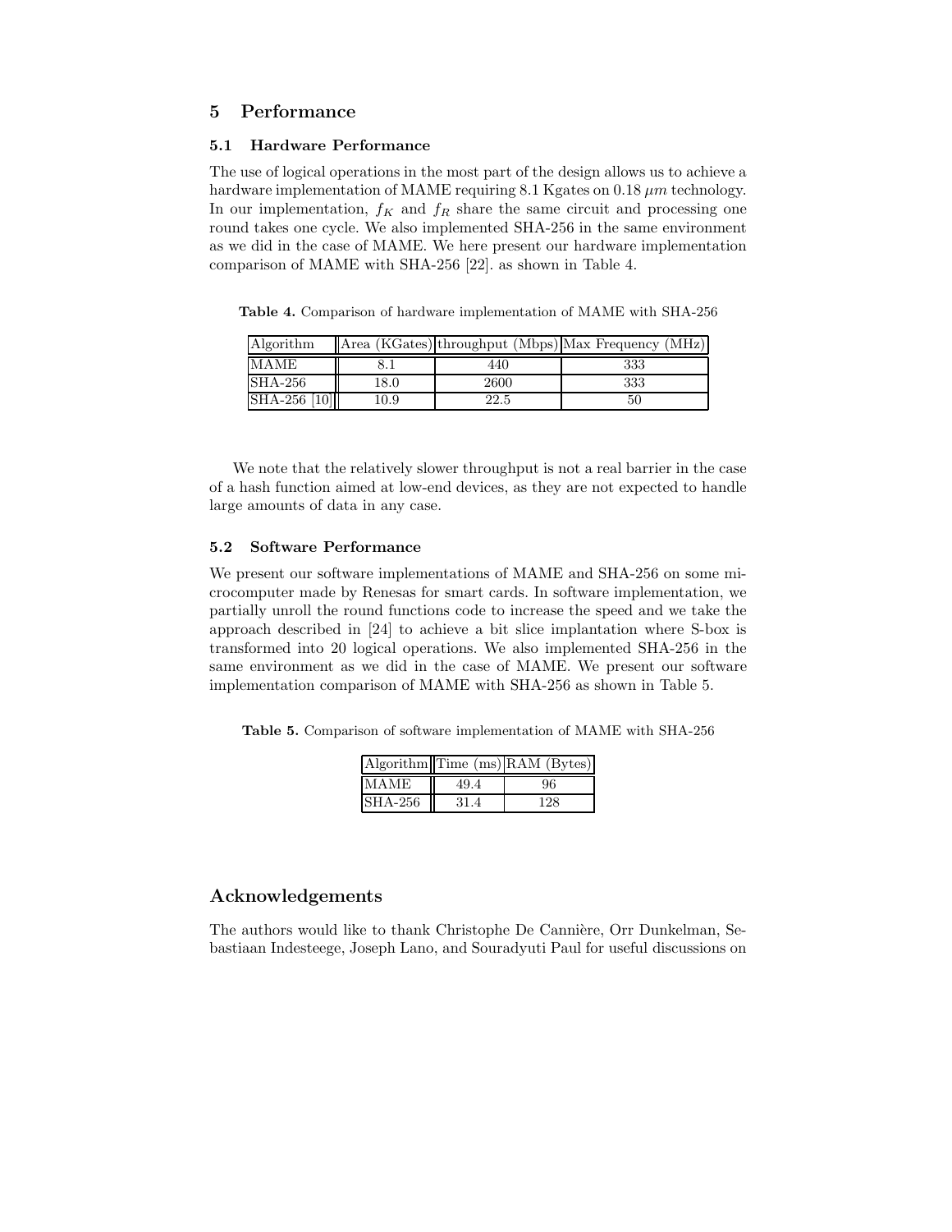## 5 Performance

### 5.1 Hardware Performance

The use of logical operations in the most part of the design allows us to achieve a hardware implementation of MAME requiring 8.1 Kgates on 0.18 $\mu m$ technology. In our implementation, $f_K$ and $f_R$ share the same circuit and processing one round takes one cycle. We also implemented SHA-256 in the same environment as we did in the case of MAME. We here present our hardware implementation comparison of MAME with SHA-256 [22]. as shown in Table 4.

**Table 4.** Comparison of hardware implementation of MAME with SHA-256

| Algorithm | Area (KGates) | throughput (Mbps) | Max Frequency (MHz) |
|---|---|---|---|
| MAME | 8.1 | 440 | 333 |
| SHA-256 | 18.0 | 2600 | 333 |
| SHA-256 [10] | 10.9 | 22.5 | 50 |

We note that the relatively slower throughput is not a real barrier in the case of a hash function aimed at low-end devices, as they are not expected to handle large amounts of data in any case.

### 5.2 Software Performance

We present our software implementations of MAME and SHA-256 on some microcomputer made by Renesas for smart cards. In software implementation, we partially unroll the round functions code to increase the speed and we take the approach described in [24] to achieve a bit slice implantation where S-box is transformed into 20 logical operations. We also implemented SHA-256 in the same environment as we did in the case of MAME. We present our software implementation comparison of MAME with SHA-256 as shown in Table 5.

**Table 5.** Comparison of software implementation of MAME with SHA-256

| Algorithm | Time (ms) | RAM (Bytes) |
|---|---|---|
| MAME | 49.4 | 96 |
| SHA-256 | 31.4 | 128 |

## Acknowledgements

The authors would like to thank Christophe De Cannière, Orr Dunkelman, Sebastiaan Indesteege, Joseph Lano, and Souradyuti Paul for useful discussions on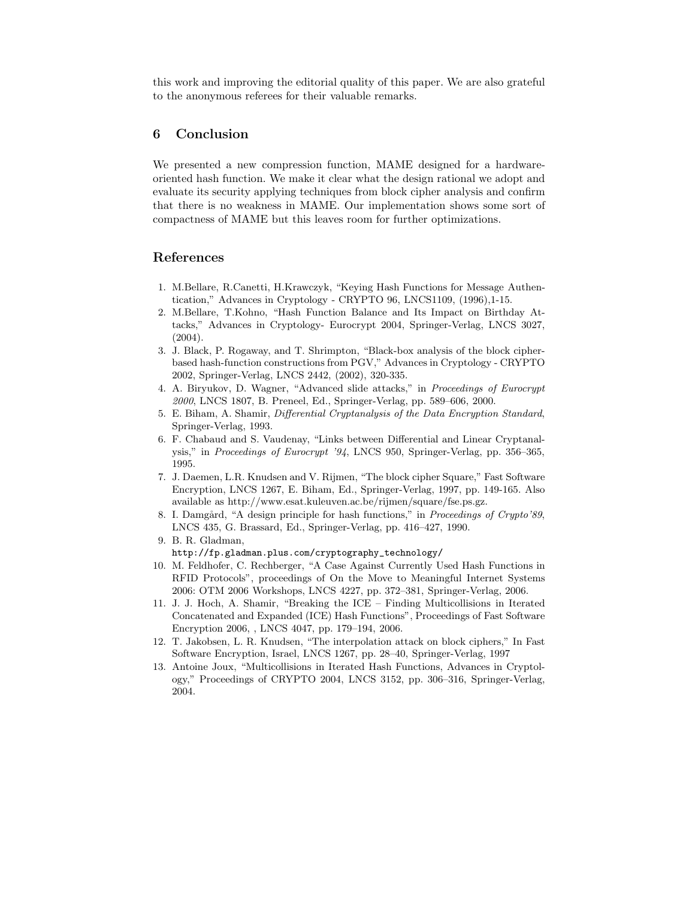this work and improving the editorial quality of this paper. We are also grateful to the anonymous referees for their valuable remarks.

## 6 Conclusion

We presented a new compression function, MAME designed for a hardware-oriented hash function. We make it clear what the design rational we adopt and evaluate its security applying techniques from block cipher analysis and confirm that there is no weakness in MAME. Our implementation shows some sort of compactness of MAME but this leaves room for further optimizations.

## References

1. M.Bellare, R.Canetti, H.Krawczyk, "Keying Hash Functions for Message Authentication," Advances in Cryptology - CRYPTO 96, LNCS1109, (1996),1-15.
2. M.Bellare, T.Kohno, "Hash Function Balance and Its Impact on Birthday Attacks," Advances in Cryptology- Eurocrypt 2004, Springer-Verlag, LNCS 3027, (2004).
3. J. Black, P. Rogaway, and T. Shrimpton, "Black-box analysis of the block cipher-based hash-function constructions from PGV," Advances in Cryptology - CRYPTO 2002, Springer-Verlag, LNCS 2442, (2002), 320-335.
4. A. Biryukov, D. Wagner, "Advanced slide attacks," in *Proceedings of Eurocrypt 2000*, LNCS 1807, B. Preneel, Ed., Springer-Verlag, pp. 589–606, 2000.
5. E. Biham, A. Shamir, *Differential Cryptanalysis of the Data Encryption Standard*, Springer-Verlag, 1993.
6. F. Chabaud and S. Vaudenay, "Links between Differential and Linear Cryptanalysis," in *Proceedings of Eurocrypt '94*, LNCS 950, Springer-Verlag, pp. 356–365, 1995.
7. J. Daemen, L.R. Knudsen and V. Rijmen, "The block cipher Square," Fast Software Encryption, LNCS 1267, E. Biham, Ed., Springer-Verlag, 1997, pp. 149-165. Also available as http://www.esat.kuleuven.ac.be/rijmen/square/fse.ps.gz.
8. I. Damgård, "A design principle for hash functions," in *Proceedings of Crypto'89*, LNCS 435, G. Brassard, Ed., Springer-Verlag, pp. 416–427, 1990.
9. B. R. Gladman, `http://fp.gladman.plus.com/cryptography_technology/`
10. M. Feldhofer, C. Rechberger, "A Case Against Currently Used Hash Functions in RFID Protocols", proceedings of On the Move to Meaningful Internet Systems 2006: OTM 2006 Workshops, LNCS 4227, pp. 372–381, Springer-Verlag, 2006.
11. J. J. Hoch, A. Shamir, "Breaking the ICE – Finding Multicollisions in Iterated Concatenated and Expanded (ICE) Hash Functions", Proceedings of Fast Software Encryption 2006, , LNCS 4047, pp. 179–194, 2006.
12. T. Jakobsen, L. R. Knudsen, "The interpolation attack on block ciphers," In Fast Software Encryption, Israel, LNCS 1267, pp. 28–40, Springer-Verlag, 1997
13. Antoine Joux, "Multicollisions in Iterated Hash Functions, Advances in Cryptology," Proceedings of CRYPTO 2004, LNCS 3152, pp. 306–316, Springer-Verlag, 2004.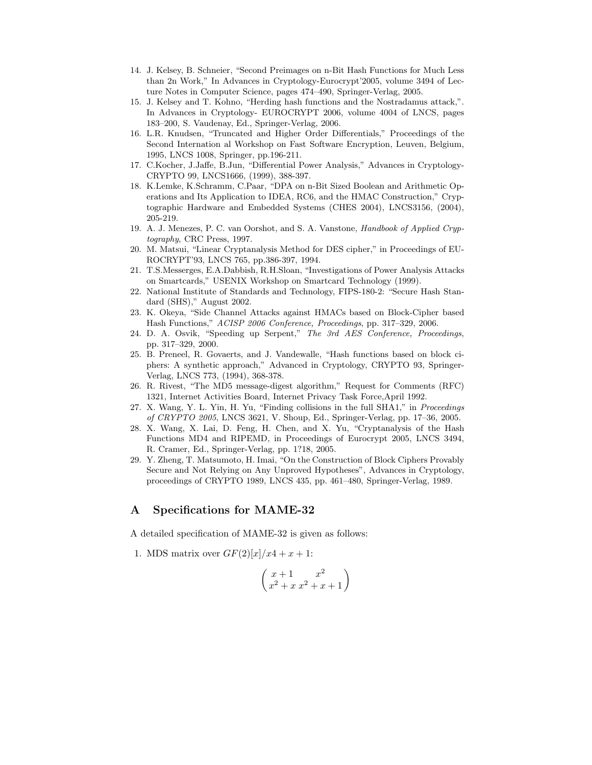14. J. Kelsey, B. Schneier, "Second Preimages on n-Bit Hash Functions for Much Less than 2n Work," In Advances in Cryptology-Eurocrypt'2005, volume 3494 of Lecture Notes in Computer Science, pages 474–490, Springer-Verlag, 2005.
15. J. Kelsey and T. Kohno, "Herding hash functions and the Nostradamus attack,". In Advances in Cryptology- EUROCRYPT 2006, volume 4004 of LNCS, pages 183–200, S. Vaudenay, Ed., Springer-Verlag, 2006.
16. L.R. Knudsen, "Truncated and Higher Order Differentials," Proceedings of the Second Internation al Workshop on Fast Software Encryption, Leuven, Belgium, 1995, LNCS 1008, Springer, pp.196-211.
17. C.Kocher, J.Jaffe, B.Jun, "Differential Power Analysis," Advances in Cryptology-CRYPTO 99, LNCS1666, (1999), 388-397.
18. K.Lemke, K.Schramm, C.Paar, "DPA on n-Bit Sized Boolean and Arithmetic Operations and Its Application to IDEA, RC6, and the HMAC Construction," Cryptographic Hardware and Embedded Systems (CHES 2004), LNCS3156, (2004), 205-219.
19. A. J. Menezes, P. C. van Oorshot, and S. A. Vanstone, *Handbook of Applied Cryptography*, CRC Press, 1997.
20. M. Matsui, "Linear Cryptanalysis Method for DES cipher," in Proceedings of EUROCRYPT'93, LNCS 765, pp.386-397, 1994.
21. T.S.Messerges, E.A.Dabbish, R.H.Sloan, "Investigations of Power Analysis Attacks on Smartcards," USENIX Workshop on Smartcard Technology (1999).
22. National Institute of Standards and Technology, FIPS-180-2: "Secure Hash Standard (SHS)," August 2002.
23. K. Okeya, "Side Channel Attacks against HMACs based on Block-Cipher based Hash Functions," *ACISP 2006 Conference, Proceedings*, pp. 317–329, 2006.
24. D. A. Osvik, "Speeding up Serpent," *The 3rd AES Conference, Proceedings*, pp. 317–329, 2000.
25. B. Preneel, R. Govaerts, and J. Vandewalle, "Hash functions based on block ciphers: A synthetic approach," Advanced in Cryptology, CRYPTO 93, Springer-Verlag, LNCS 773, (1994), 368-378.
26. R. Rivest, "The MD5 message-digest algorithm," Request for Comments (RFC) 1321, Internet Activities Board, Internet Privacy Task Force,April 1992.
27. X. Wang, Y. L. Yin, H. Yu, "Finding collisions in the full SHA1," in *Proceedings of CRYPTO 2005*, LNCS 3621, V. Shoup, Ed., Springer-Verlag, pp. 17–36, 2005.
28. X. Wang, X. Lai, D. Feng, H. Chen, and X. Yu, "Cryptanalysis of the Hash Functions MD4 and RIPEMD, in Proceedings of Eurocrypt 2005, LNCS 3494, R. Cramer, Ed., Springer-Verlag, pp. 1?18, 2005.
29. Y. Zheng, T. Matsumoto, H. Imai, "On the Construction of Block Ciphers Provably Secure and Not Relying on Any Unproved Hypotheses", Advances in Cryptology, proceedings of CRYPTO 1989, LNCS 435, pp. 461–480, Springer-Verlag, 1989.

## A Specifications for MAME-32

A detailed specification of MAME-32 is given as follows:

1. MDS matrix over $GF(2)[x]/x4 + x + 1$:

$$\begin{pmatrix} x+1 & x^2 \\ x^2+x & x^2+x+1 \end{pmatrix}$$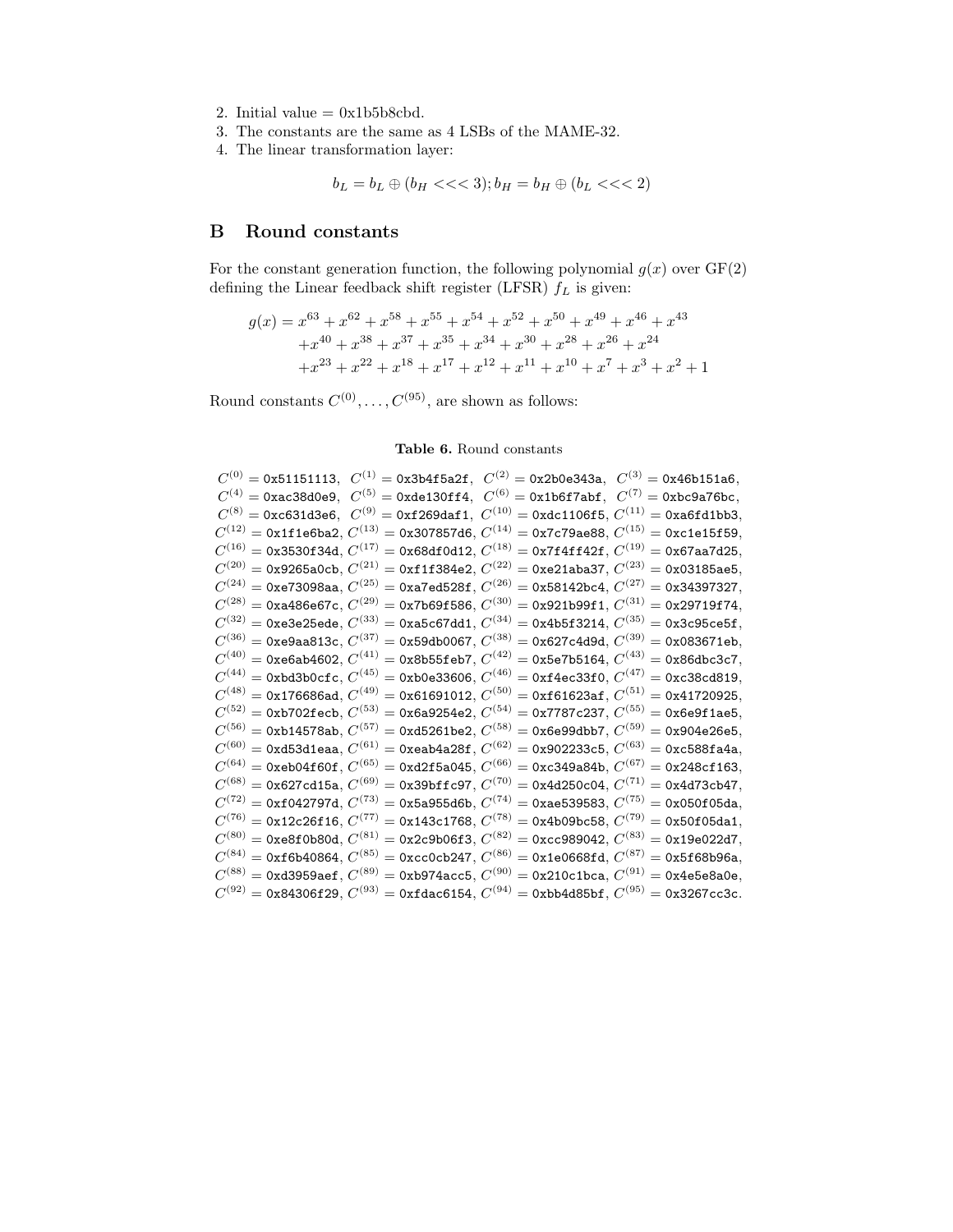2. Initial value = 0x1b5b8cbd.
3. The constants are the same as 4 LSBs of the MAME-32.
4. The linear transformation layer:

$$b_L = b_L \oplus (b_H <<< 3); b_H = b_H \oplus (b_L <<< 2)$$

## B Round constants

For the constant generation function, the following polynomial $g(x)$ over GF(2) defining the Linear feedback shift register (LFSR) $f_L$ is given:

$$\begin{aligned} g(x) = & x^{63} + x^{62} + x^{58} + x^{55} + x^{54} + x^{52} + x^{50} + x^{49} + x^{46} + x^{43} \\ & + x^{40} + x^{38} + x^{37} + x^{35} + x^{34} + x^{30} + x^{28} + x^{26} + x^{24} \\ & + x^{23} + x^{22} + x^{18} + x^{17} + x^{12} + x^{11} + x^{10} + x^{7} + x^{3} + x^{2} + 1 \end{aligned}$$

Round constants $C^{(0)}, \ldots, C^{(95)}$, are shown as follows:

**Table 6.** Round constants

$C^{(0)} =$ 0x51151113, $C^{(1)} =$ 0x3b4f5a2f, $C^{(2)} =$ 0x2b0e343a, $C^{(3)} =$ 0x46b151a6,
$C^{(4)} =$ 0xac38d0e9, $C^{(5)} =$ 0xde130ff4, $C^{(6)} =$ 0x1b6f7abf, $C^{(7)} =$ 0xbc9a76bc,
$C^{(8)} =$ 0xc631d3e6, $C^{(9)} =$ 0xf269daf1, $C^{(10)} =$ 0xdc1106f5, $C^{(11)} =$ 0xa6fd1bb3,
$C^{(12)} =$ 0x1f1e6ba2, $C^{(13)} =$ 0x307857d6, $C^{(14)} =$ 0x7c79ae88, $C^{(15)} =$ 0xc1e15f59,
$C^{(16)} =$ 0x3530f34d, $C^{(17)} =$ 0x68df0d12, $C^{(18)} =$ 0x7f4ff42f, $C^{(19)} =$ 0x67aa7d25,
$C^{(20)} =$ 0x9265a0cb, $C^{(21)} =$ 0xf1f384e2, $C^{(22)} =$ 0xe21aba37, $C^{(23)} =$ 0x03185ae5,
$C^{(24)} =$ 0xe73098aa, $C^{(25)} =$ 0xa7ed528f, $C^{(26)} =$ 0x58142bc4, $C^{(27)} =$ 0x34397327,
$C^{(28)} =$ 0xa486e67c, $C^{(29)} =$ 0x7b69f586, $C^{(30)} =$ 0x921b99f1, $C^{(31)} =$ 0x29719f74,
$C^{(32)} =$ 0xe3e25ede, $C^{(33)} =$ 0xa5c67dd1, $C^{(34)} =$ 0x4b5f3214, $C^{(35)} =$ 0x3c95ce5f,
$C^{(36)} =$ 0xe9aa813c, $C^{(37)} =$ 0x59db0067, $C^{(38)} =$ 0x627c4d9d, $C^{(39)} =$ 0x083671eb,
$C^{(40)} =$ 0xe6ab4602, $C^{(41)} =$ 0x8b55feb7, $C^{(42)} =$ 0x5e7b5164, $C^{(43)} =$ 0x86dbc3c7,
$C^{(44)} =$ 0xbd3b0cfc, $C^{(45)} =$ 0xb0e33606, $C^{(46)} =$ 0xf4ec33f0, $C^{(47)} =$ 0xc38cd819,
$C^{(48)} =$ 0x176686ad, $C^{(49)} =$ 0x61691012, $C^{(50)} =$ 0xf61623af, $C^{(51)} =$ 0x41720925,
$C^{(52)} =$ 0xb702fecb, $C^{(53)} =$ 0x6a9254e2, $C^{(54)} =$ 0x7787c237, $C^{(55)} =$ 0x6e9f1ae5,
$C^{(56)} =$ 0xb14578ab, $C^{(57)} =$ 0xd5261be2, $C^{(58)} =$ 0x6e99dbb7, $C^{(59)} =$ 0x904e26e5,
$C^{(60)} =$ 0xd53d1eaa, $C^{(61)} =$ 0xeab4a28f, $C^{(62)} =$ 0x902233c5, $C^{(63)} =$ 0xc588fa4a,
$C^{(64)} =$ 0xeb04f60f, $C^{(65)} =$ 0xd2f5a045, $C^{(66)} =$ 0xc349a84b, $C^{(67)} =$ 0x248cf163,
$C^{(68)} =$ 0x627cd15a, $C^{(69)} =$ 0x39bffc97, $C^{(70)} =$ 0x4d250c04, $C^{(71)} =$ 0x4d73cb47,
$C^{(72)} =$ 0xf042797d, $C^{(73)} =$ 0x5a955d6b, $C^{(74)} =$ 0xae539583, $C^{(75)} =$ 0x050f05da,
$C^{(76)} =$ 0x12c26f16, $C^{(77)} =$ 0x143c1768, $C^{(78)} =$ 0x4b09bc58, $C^{(79)} =$ 0x50f05da1,
$C^{(80)} =$ 0xe8f0b80d, $C^{(81)} =$ 0x2c9b06f3, $C^{(82)} =$ 0xcc989042, $C^{(83)} =$ 0x19e022d7,
$C^{(84)} =$ 0xf6b40864, $C^{(85)} =$ 0xcc0cb247, $C^{(86)} =$ 0x1e0668fd, $C^{(87)} =$ 0x5f68b96a,
$C^{(88)} =$ 0xd3959aef, $C^{(89)} =$ 0xb974acc5, $C^{(90)} =$ 0x210c1bca, $C^{(91)} =$ 0x4e5e8a0e,
$C^{(92)} =$ 0x84306f29, $C^{(93)} =$ 0xfdac6154, $C^{(94)} =$ 0xbb4d85bf, $C^{(95)} =$ 0x3267cc3c.